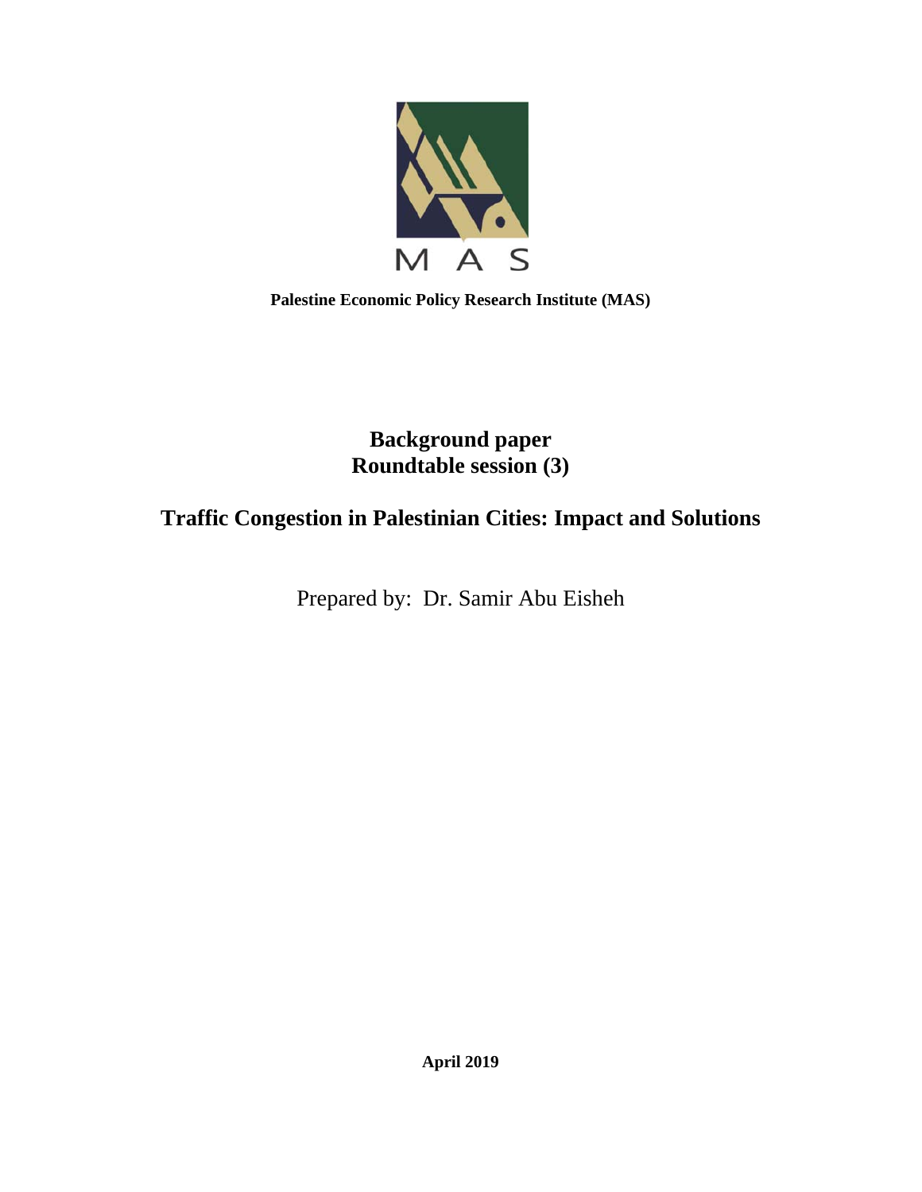M A S

**Palestine Economic Policy Research Institute (MAS)**

# Background paper
# Roundtable session (3)

# Traffic Congestion in Palestinian Cities: Impact and Solutions

Prepared by: Dr. Samir Abu Eisheh

**April 2019**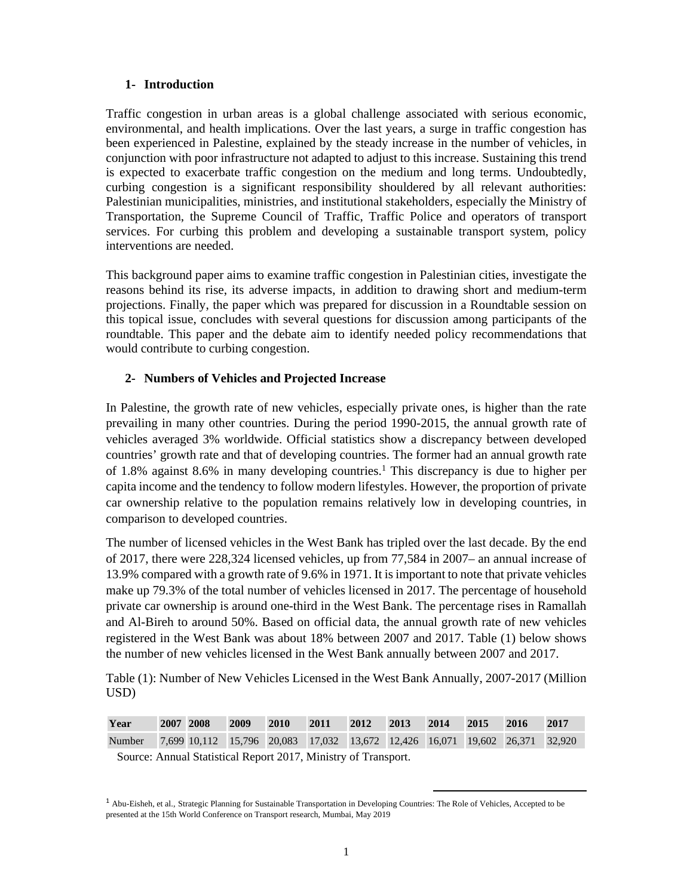## 1- Introduction

Traffic congestion in urban areas is a global challenge associated with serious economic, environmental, and health implications. Over the last years, a surge in traffic congestion has been experienced in Palestine, explained by the steady increase in the number of vehicles, in conjunction with poor infrastructure not adapted to adjust to this increase. Sustaining this trend is expected to exacerbate traffic congestion on the medium and long terms. Undoubtedly, curbing congestion is a significant responsibility shouldered by all relevant authorities: Palestinian municipalities, ministries, and institutional stakeholders, especially the Ministry of Transportation, the Supreme Council of Traffic, Traffic Police and operators of transport services. For curbing this problem and developing a sustainable transport system, policy interventions are needed.

This background paper aims to examine traffic congestion in Palestinian cities, investigate the reasons behind its rise, its adverse impacts, in addition to drawing short and medium-term projections. Finally, the paper which was prepared for discussion in a Roundtable session on this topical issue, concludes with several questions for discussion among participants of the roundtable. This paper and the debate aim to identify needed policy recommendations that would contribute to curbing congestion.

## 2- Numbers of Vehicles and Projected Increase

In Palestine, the growth rate of new vehicles, especially private ones, is higher than the rate prevailing in many other countries. During the period 1990-2015, the annual growth rate of vehicles averaged 3% worldwide. Official statistics show a discrepancy between developed countries' growth rate and that of developing countries. The former had an annual growth rate of 1.8% against 8.6% in many developing countries.[1] This discrepancy is due to higher per capita income and the tendency to follow modern lifestyles. However, the proportion of private car ownership relative to the population remains relatively low in developing countries, in comparison to developed countries.

The number of licensed vehicles in the West Bank has tripled over the last decade. By the end of 2017, there were 228,324 licensed vehicles, up from 77,584 in 2007– an annual increase of 13.9% compared with a growth rate of 9.6% in 1971. It is important to note that private vehicles make up 79.3% of the total number of vehicles licensed in 2017. The percentage of household private car ownership is around one-third in the West Bank. The percentage rises in Ramallah and Al-Bireh to around 50%. Based on official data, the annual growth rate of new vehicles registered in the West Bank was about 18% between 2007 and 2017. Table (1) below shows the number of new vehicles licensed in the West Bank annually between 2007 and 2017.

Table (1): Number of New Vehicles Licensed in the West Bank Annually, 2007-2017 (Million USD)

| Year | 2007 | 2008 | 2009 | 2010 | 2011 | 2012 | 2013 | 2014 | 2015 | 2016 | 2017 |
|---|---|---|---|---|---|---|---|---|---|---|---|
| Number | 7,699 | 10,112 | 15,796 | 20,083 | 17,032 | 13,672 | 12,426 | 16,071 | 19,602 | 26,371 | 32,920 |

Source: Annual Statistical Report 2017, Ministry of Transport.

[1] Abu-Eisheh, et al., Strategic Planning for Sustainable Transportation in Developing Countries: The Role of Vehicles, Accepted to be presented at the 15th World Conference on Transport research, Mumbai, May 2019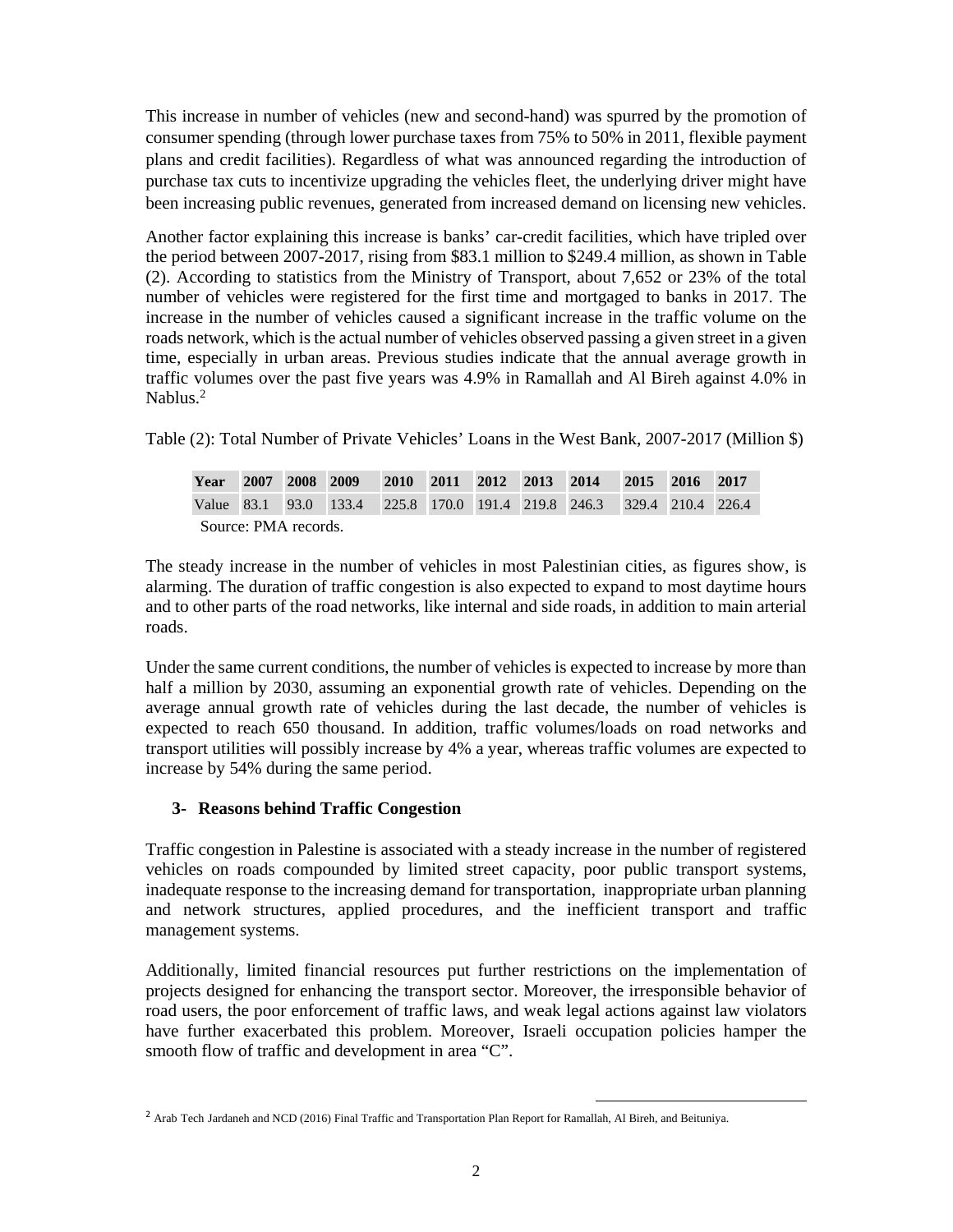This increase in number of vehicles (new and second-hand) was spurred by the promotion of consumer spending (through lower purchase taxes from 75% to 50% in 2011, flexible payment plans and credit facilities). Regardless of what was announced regarding the introduction of purchase tax cuts to incentivize upgrading the vehicles fleet, the underlying driver might have been increasing public revenues, generated from increased demand on licensing new vehicles.

Another factor explaining this increase is banks' car-credit facilities, which have tripled over the period between 2007-2017, rising from $83.1 million to $249.4 million, as shown in Table (2). According to statistics from the Ministry of Transport, about 7,652 or 23% of the total number of vehicles were registered for the first time and mortgaged to banks in 2017. The increase in the number of vehicles caused a significant increase in the traffic volume on the roads network, which is the actual number of vehicles observed passing a given street in a given time, especially in urban areas. Previous studies indicate that the annual average growth in traffic volumes over the past five years was 4.9% in Ramallah and Al Bireh against 4.0% in Nablus.[2]

Table (2): Total Number of Private Vehicles' Loans in the West Bank, 2007-2017 (Million $)

| Year | 2007 | 2008 | 2009 | 2010 | 2011 | 2012 | 2013 | 2014 | 2015 | 2016 | 2017 |
|---|---|---|---|---|---|---|---|---|---|---|---|
| Value | 83.1 | 93.0 | 133.4 | 225.8 | 170.0 | 191.4 | 219.8 | 246.3 | 329.4 | 210.4 | 226.4 |

Source: PMA records.

The steady increase in the number of vehicles in most Palestinian cities, as figures show, is alarming. The duration of traffic congestion is also expected to expand to most daytime hours and to other parts of the road networks, like internal and side roads, in addition to main arterial roads.

Under the same current conditions, the number of vehicles is expected to increase by more than half a million by 2030, assuming an exponential growth rate of vehicles. Depending on the average annual growth rate of vehicles during the last decade, the number of vehicles is expected to reach 650 thousand. In addition, traffic volumes/loads on road networks and transport utilities will possibly increase by 4% a year, whereas traffic volumes are expected to increase by 54% during the same period.

## 3- Reasons behind Traffic Congestion

Traffic congestion in Palestine is associated with a steady increase in the number of registered vehicles on roads compounded by limited street capacity, poor public transport systems, inadequate response to the increasing demand for transportation, inappropriate urban planning and network structures, applied procedures, and the inefficient transport and traffic management systems.

Additionally, limited financial resources put further restrictions on the implementation of projects designed for enhancing the transport sector. Moreover, the irresponsible behavior of road users, the poor enforcement of traffic laws, and weak legal actions against law violators have further exacerbated this problem. Moreover, Israeli occupation policies hamper the smooth flow of traffic and development in area "C".

[2] Arab Tech Jardaneh and NCD (2016) Final Traffic and Transportation Plan Report for Ramallah, Al Bireh, and Beituniya.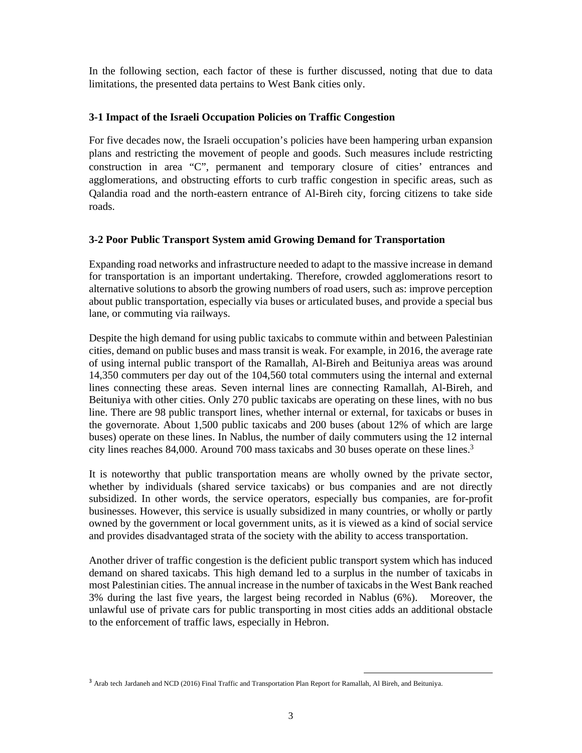In the following section, each factor of these is further discussed, noting that due to data limitations, the presented data pertains to West Bank cities only.

### 3-1 Impact of the Israeli Occupation Policies on Traffic Congestion

For five decades now, the Israeli occupation's policies have been hampering urban expansion plans and restricting the movement of people and goods. Such measures include restricting construction in area "C", permanent and temporary closure of cities' entrances and agglomerations, and obstructing efforts to curb traffic congestion in specific areas, such as Qalandia road and the north-eastern entrance of Al-Bireh city, forcing citizens to take side roads.

### 3-2 Poor Public Transport System amid Growing Demand for Transportation

Expanding road networks and infrastructure needed to adapt to the massive increase in demand for transportation is an important undertaking. Therefore, crowded agglomerations resort to alternative solutions to absorb the growing numbers of road users, such as: improve perception about public transportation, especially via buses or articulated buses, and provide a special bus lane, or commuting via railways.

Despite the high demand for using public taxicabs to commute within and between Palestinian cities, demand on public buses and mass transit is weak. For example, in 2016, the average rate of using internal public transport of the Ramallah, Al-Bireh and Beituniya areas was around 14,350 commuters per day out of the 104,560 total commuters using the internal and external lines connecting these areas. Seven internal lines are connecting Ramallah, Al-Bireh, and Beituniya with other cities. Only 270 public taxicabs are operating on these lines, with no bus line. There are 98 public transport lines, whether internal or external, for taxicabs or buses in the governorate. About 1,500 public taxicabs and 200 buses (about 12% of which are large buses) operate on these lines. In Nablus, the number of daily commuters using the 12 internal city lines reaches 84,000. Around 700 mass taxicabs and 30 buses operate on these lines.[3]

It is noteworthy that public transportation means are wholly owned by the private sector, whether by individuals (shared service taxicabs) or bus companies and are not directly subsidized. In other words, the service operators, especially bus companies, are for-profit businesses. However, this service is usually subsidized in many countries, or wholly or partly owned by the government or local government units, as it is viewed as a kind of social service and provides disadvantaged strata of the society with the ability to access transportation.

Another driver of traffic congestion is the deficient public transport system which has induced demand on shared taxicabs. This high demand led to a surplus in the number of taxicabs in most Palestinian cities. The annual increase in the number of taxicabs in the West Bank reached 3% during the last five years, the largest being recorded in Nablus (6%). Moreover, the unlawful use of private cars for public transporting in most cities adds an additional obstacle to the enforcement of traffic laws, especially in Hebron.

[3] Arab tech Jardaneh and NCD (2016) Final Traffic and Transportation Plan Report for Ramallah, Al Bireh, and Beituniya.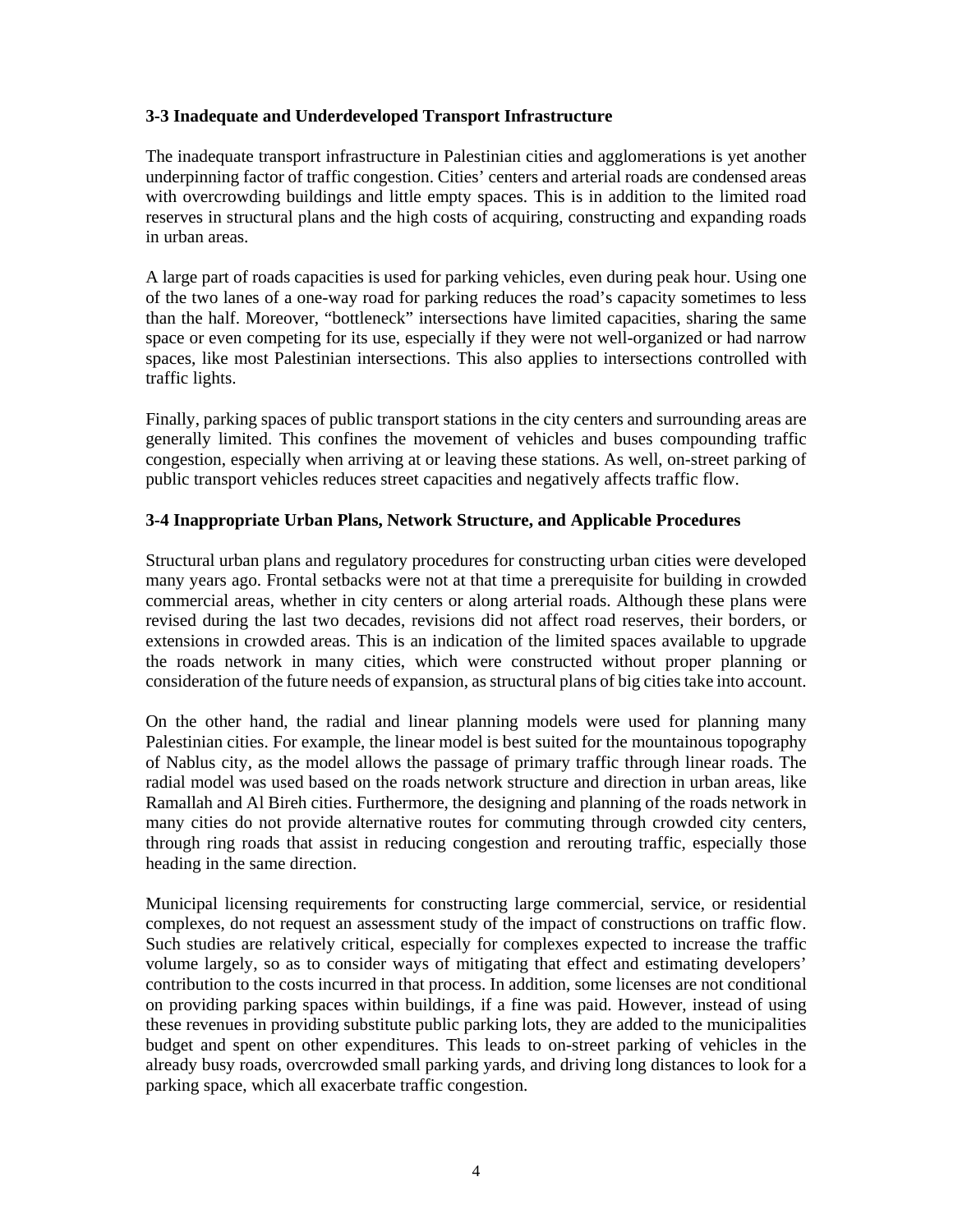### 3-3 Inadequate and Underdeveloped Transport Infrastructure

The inadequate transport infrastructure in Palestinian cities and agglomerations is yet another underpinning factor of traffic congestion. Cities' centers and arterial roads are condensed areas with overcrowding buildings and little empty spaces. This is in addition to the limited road reserves in structural plans and the high costs of acquiring, constructing and expanding roads in urban areas.

A large part of roads capacities is used for parking vehicles, even during peak hour. Using one of the two lanes of a one-way road for parking reduces the road's capacity sometimes to less than the half. Moreover, "bottleneck" intersections have limited capacities, sharing the same space or even competing for its use, especially if they were not well-organized or had narrow spaces, like most Palestinian intersections. This also applies to intersections controlled with traffic lights.

Finally, parking spaces of public transport stations in the city centers and surrounding areas are generally limited. This confines the movement of vehicles and buses compounding traffic congestion, especially when arriving at or leaving these stations. As well, on-street parking of public transport vehicles reduces street capacities and negatively affects traffic flow.

### 3-4 Inappropriate Urban Plans, Network Structure, and Applicable Procedures

Structural urban plans and regulatory procedures for constructing urban cities were developed many years ago. Frontal setbacks were not at that time a prerequisite for building in crowded commercial areas, whether in city centers or along arterial roads. Although these plans were revised during the last two decades, revisions did not affect road reserves, their borders, or extensions in crowded areas. This is an indication of the limited spaces available to upgrade the roads network in many cities, which were constructed without proper planning or consideration of the future needs of expansion, as structural plans of big cities take into account.

On the other hand, the radial and linear planning models were used for planning many Palestinian cities. For example, the linear model is best suited for the mountainous topography of Nablus city, as the model allows the passage of primary traffic through linear roads. The radial model was used based on the roads network structure and direction in urban areas, like Ramallah and Al Bireh cities. Furthermore, the designing and planning of the roads network in many cities do not provide alternative routes for commuting through crowded city centers, through ring roads that assist in reducing congestion and rerouting traffic, especially those heading in the same direction.

Municipal licensing requirements for constructing large commercial, service, or residential complexes, do not request an assessment study of the impact of constructions on traffic flow. Such studies are relatively critical, especially for complexes expected to increase the traffic volume largely, so as to consider ways of mitigating that effect and estimating developers' contribution to the costs incurred in that process. In addition, some licenses are not conditional on providing parking spaces within buildings, if a fine was paid. However, instead of using these revenues in providing substitute public parking lots, they are added to the municipalities budget and spent on other expenditures. This leads to on-street parking of vehicles in the already busy roads, overcrowded small parking yards, and driving long distances to look for a parking space, which all exacerbate traffic congestion.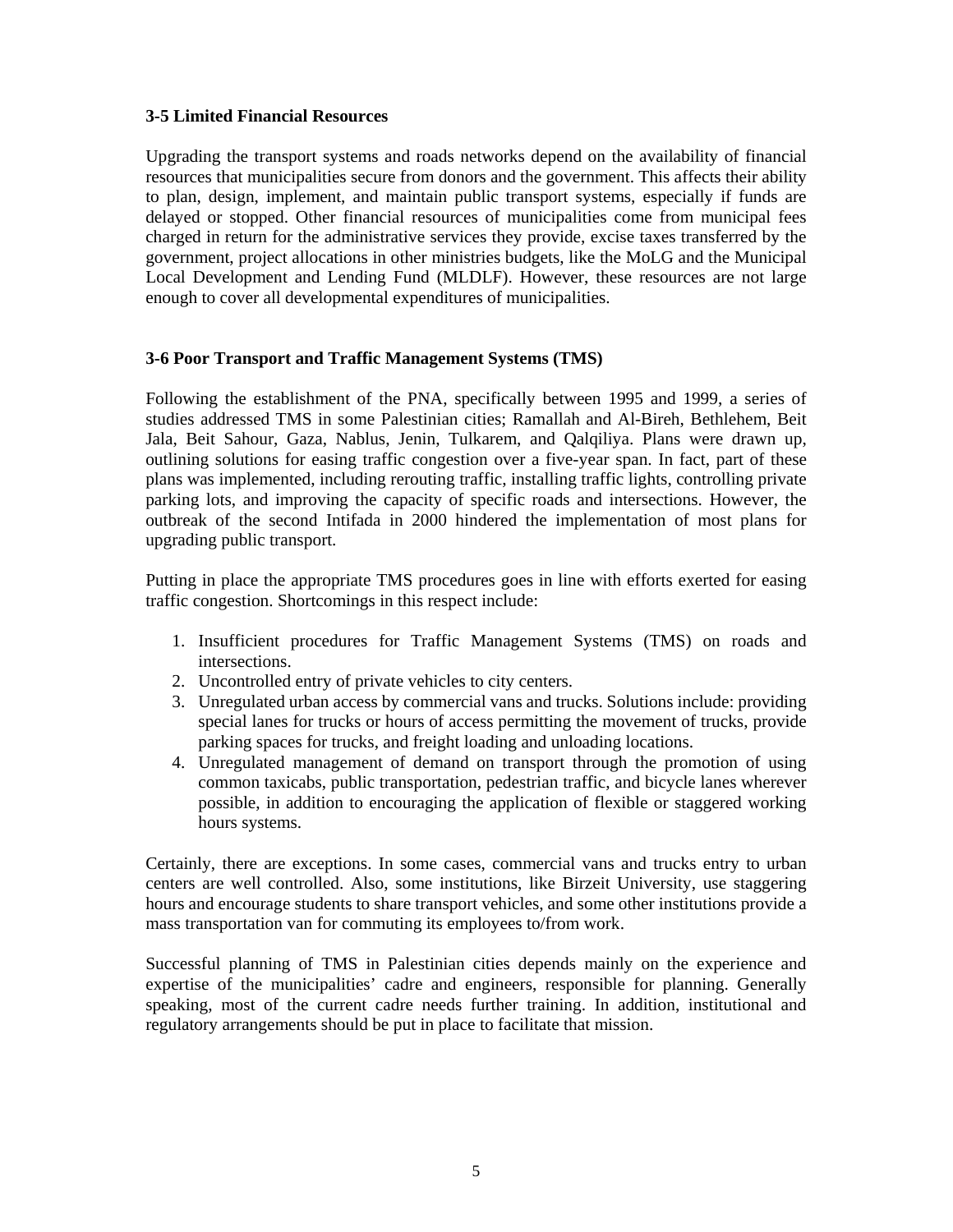### 3-5 Limited Financial Resources

Upgrading the transport systems and roads networks depend on the availability of financial resources that municipalities secure from donors and the government. This affects their ability to plan, design, implement, and maintain public transport systems, especially if funds are delayed or stopped. Other financial resources of municipalities come from municipal fees charged in return for the administrative services they provide, excise taxes transferred by the government, project allocations in other ministries budgets, like the MoLG and the Municipal Local Development and Lending Fund (MLDLF). However, these resources are not large enough to cover all developmental expenditures of municipalities.

### 3-6 Poor Transport and Traffic Management Systems (TMS)

Following the establishment of the PNA, specifically between 1995 and 1999, a series of studies addressed TMS in some Palestinian cities; Ramallah and Al-Bireh, Bethlehem, Beit Jala, Beit Sahour, Gaza, Nablus, Jenin, Tulkarem, and Qalqiliya. Plans were drawn up, outlining solutions for easing traffic congestion over a five-year span. In fact, part of these plans was implemented, including rerouting traffic, installing traffic lights, controlling private parking lots, and improving the capacity of specific roads and intersections. However, the outbreak of the second Intifada in 2000 hindered the implementation of most plans for upgrading public transport.

Putting in place the appropriate TMS procedures goes in line with efforts exerted for easing traffic congestion. Shortcomings in this respect include:

1. Insufficient procedures for Traffic Management Systems (TMS) on roads and intersections.
2. Uncontrolled entry of private vehicles to city centers.
3. Unregulated urban access by commercial vans and trucks. Solutions include: providing special lanes for trucks or hours of access permitting the movement of trucks, provide parking spaces for trucks, and freight loading and unloading locations.
4. Unregulated management of demand on transport through the promotion of using common taxicabs, public transportation, pedestrian traffic, and bicycle lanes wherever possible, in addition to encouraging the application of flexible or staggered working hours systems.

Certainly, there are exceptions. In some cases, commercial vans and trucks entry to urban centers are well controlled. Also, some institutions, like Birzeit University, use staggering hours and encourage students to share transport vehicles, and some other institutions provide a mass transportation van for commuting its employees to/from work.

Successful planning of TMS in Palestinian cities depends mainly on the experience and expertise of the municipalities' cadre and engineers, responsible for planning. Generally speaking, most of the current cadre needs further training. In addition, institutional and regulatory arrangements should be put in place to facilitate that mission.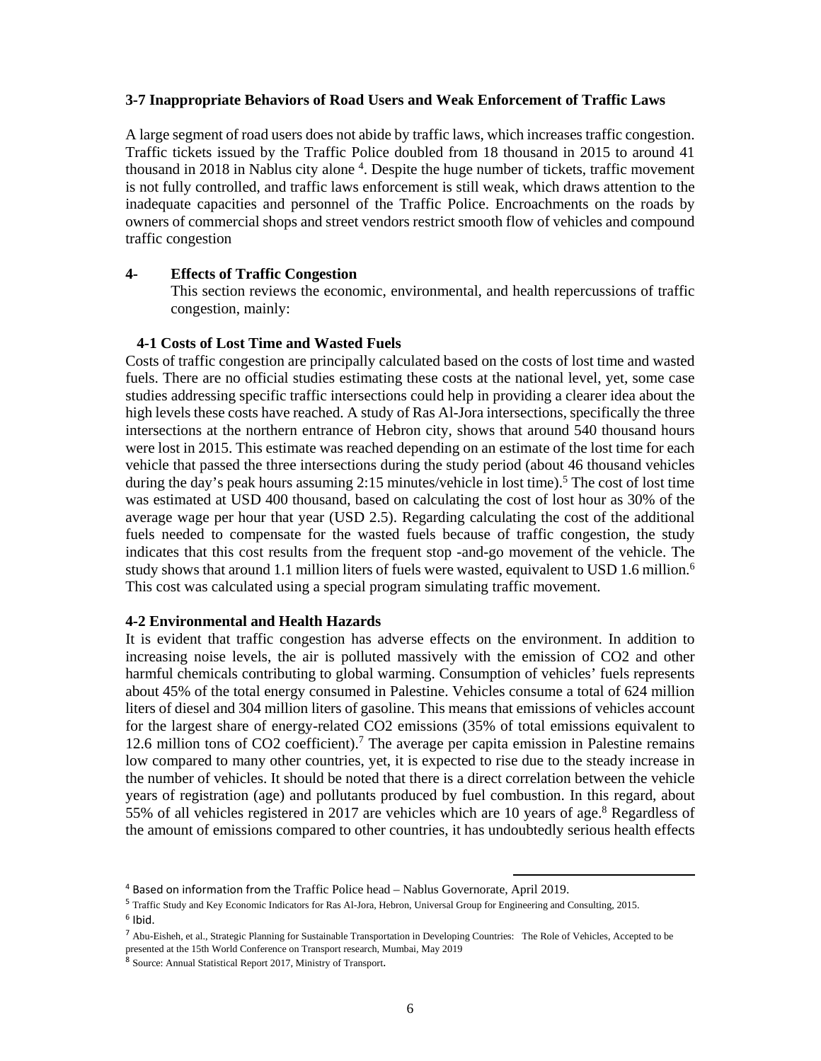### 3-7 Inappropriate Behaviors of Road Users and Weak Enforcement of Traffic Laws

A large segment of road users does not abide by traffic laws, which increases traffic congestion. Traffic tickets issued by the Traffic Police doubled from 18 thousand in 2015 to around 41 thousand in 2018 in Nablus city alone [4]. Despite the huge number of tickets, traffic movement is not fully controlled, and traffic laws enforcement is still weak, which draws attention to the inadequate capacities and personnel of the Traffic Police. Encroachments on the roads by owners of commercial shops and street vendors restrict smooth flow of vehicles and compound traffic congestion

## 4- Effects of Traffic Congestion

This section reviews the economic, environmental, and health repercussions of traffic congestion, mainly:

### 4-1 Costs of Lost Time and Wasted Fuels

Costs of traffic congestion are principally calculated based on the costs of lost time and wasted fuels. There are no official studies estimating these costs at the national level, yet, some case studies addressing specific traffic intersections could help in providing a clearer idea about the high levels these costs have reached. A study of Ras Al-Jora intersections, specifically the three intersections at the northern entrance of Hebron city, shows that around 540 thousand hours were lost in 2015. This estimate was reached depending on an estimate of the lost time for each vehicle that passed the three intersections during the study period (about 46 thousand vehicles during the day's peak hours assuming 2:15 minutes/vehicle in lost time).[5] The cost of lost time was estimated at USD 400 thousand, based on calculating the cost of lost hour as 30% of the average wage per hour that year (USD 2.5). Regarding calculating the cost of the additional fuels needed to compensate for the wasted fuels because of traffic congestion, the study indicates that this cost results from the frequent stop -and-go movement of the vehicle. The study shows that around 1.1 million liters of fuels were wasted, equivalent to USD 1.6 million.[6] This cost was calculated using a special program simulating traffic movement.

### 4-2 Environmental and Health Hazards

It is evident that traffic congestion has adverse effects on the environment. In addition to increasing noise levels, the air is polluted massively with the emission of $CO_2$ and other harmful chemicals contributing to global warming. Consumption of vehicles' fuels represents about 45% of the total energy consumed in Palestine. Vehicles consume a total of 624 million liters of diesel and 304 million liters of gasoline. This means that emissions of vehicles account for the largest share of energy-related $CO_2$ emissions (35% of total emissions equivalent to 12.6 million tons of $CO_2$ coefficient).[7] The average per capita emission in Palestine remains low compared to many other countries, yet, it is expected to rise due to the steady increase in the number of vehicles. It should be noted that there is a direct correlation between the vehicle years of registration (age) and pollutants produced by fuel combustion. In this regard, about 55% of all vehicles registered in 2017 are vehicles which are 10 years of age.[8] Regardless of the amount of emissions compared to other countries, it has undoubtedly serious health effects

---

[4] Based on information from the Traffic Police head – Nablus Governorate, April 2019.

[5] Traffic Study and Key Economic Indicators for Ras Al-Jora, Hebron, Universal Group for Engineering and Consulting, 2015.

[6] Ibid.

[7] Abu-Eisheh, et al., Strategic Planning for Sustainable Transportation in Developing Countries: The Role of Vehicles, Accepted to be presented at the 15th World Conference on Transport research, Mumbai, May 2019

[8] Source: Annual Statistical Report 2017, Ministry of Transport.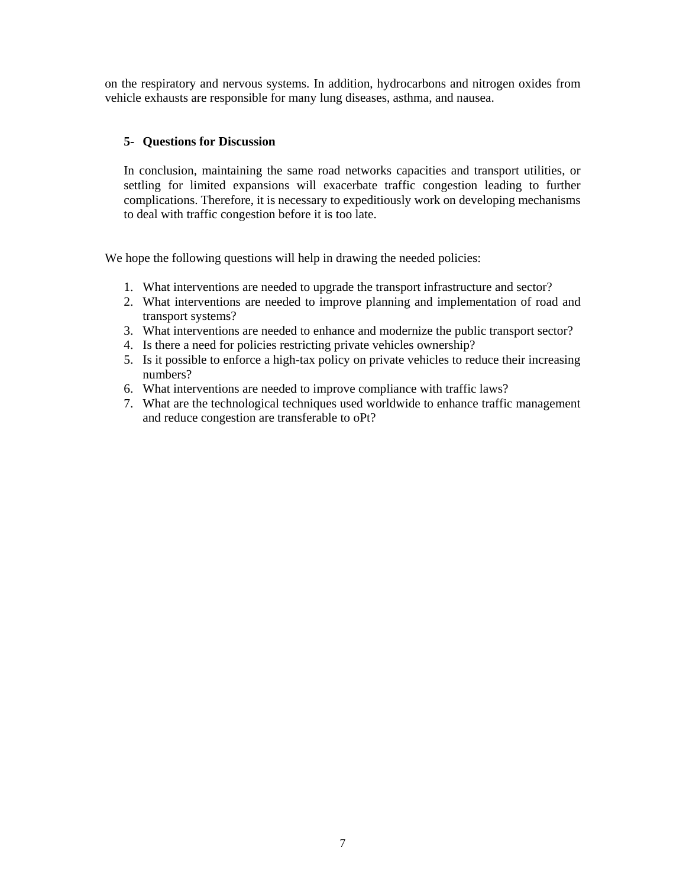on the respiratory and nervous systems. In addition, hydrocarbons and nitrogen oxides from vehicle exhausts are responsible for many lung diseases, asthma, and nausea.

## 5- Questions for Discussion

In conclusion, maintaining the same road networks capacities and transport utilities, or settling for limited expansions will exacerbate traffic congestion leading to further complications. Therefore, it is necessary to expeditiously work on developing mechanisms to deal with traffic congestion before it is too late.

We hope the following questions will help in drawing the needed policies:

1. What interventions are needed to upgrade the transport infrastructure and sector?
2. What interventions are needed to improve planning and implementation of road and transport systems?
3. What interventions are needed to enhance and modernize the public transport sector?
4. Is there a need for policies restricting private vehicles ownership?
5. Is it possible to enforce a high-tax policy on private vehicles to reduce their increasing numbers?
6. What interventions are needed to improve compliance with traffic laws?
7. What are the technological techniques used worldwide to enhance traffic management and reduce congestion are transferable to oPt?